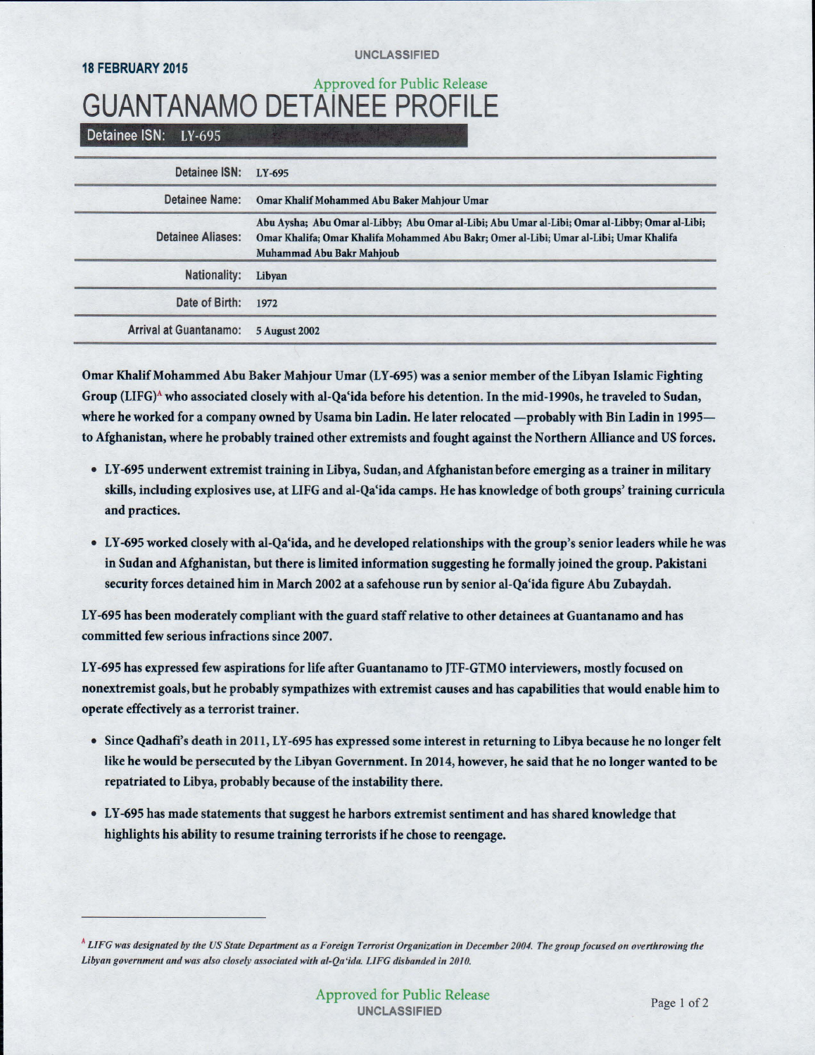UNCLASSIFIED

**18 FEBRUARY 2015**

Approved for Public Release

# GUANTANAMO DETAINEE PROFILE

**Detainee ISN: LY-695**

| | |
|---|---|
| Detainee ISN: | LY-695 |
| Detainee Name: | Omar Khalif Mohammed Abu Baker Mahjour Umar |
| Detainee Aliases: | Abu Aysha; Abu Omar al-Libby; Abu Omar al-Libi; Abu Umar al-Libi; Omar al-Libby; Omar al-Libi; Omar Khalifa; Omar Khalifa Mohammed Abu Bakr; Omer al-Libi; Umar al-Libi; Umar Khalifa Muhammad Abu Bakr Mahjoub |
| Nationality: | Libyan |
| Date of Birth: | 1972 |
| Arrival at Guantanamo: | 5 August 2002 |

**Omar Khalif Mohammed Abu Baker Mahjour Umar (LY-695) was a senior member of the Libyan Islamic Fighting Group (LIFG)[A] who associated closely with al-Qa'ida before his detention. In the mid-1990s, he traveled to Sudan, where he worked for a company owned by Usama bin Ladin. He later relocated —probably with Bin Ladin in 1995— to Afghanistan, where he probably trained other extremists and fought against the Northern Alliance and US forces.**

- **LY-695 underwent extremist training in Libya, Sudan, and Afghanistan before emerging as a trainer in military skills, including explosives use, at LIFG and al-Qa'ida camps. He has knowledge of both groups' training curricula and practices.**
- **LY-695 worked closely with al-Qa'ida, and he developed relationships with the group's senior leaders while he was in Sudan and Afghanistan, but there is limited information suggesting he formally joined the group. Pakistani security forces detained him in March 2002 at a safehouse run by senior al-Qa'ida figure Abu Zubaydah.**

**LY-695 has been moderately compliant with the guard staff relative to other detainees at Guantanamo and has committed few serious infractions since 2007.**

**LY-695 has expressed few aspirations for life after Guantanamo to JTF-GTMO interviewers, mostly focused on nonextremist goals, but he probably sympathizes with extremist causes and has capabilities that would enable him to operate effectively as a terrorist trainer.**

- **Since Qadhafi's death in 2011, LY-695 has expressed some interest in returning to Libya because he no longer felt like he would be persecuted by the Libyan Government. In 2014, however, he said that he no longer wanted to be repatriated to Libya, probably because of the instability there.**
- **LY-695 has made statements that suggest he harbors extremist sentiment and has shared knowledge that highlights his ability to resume training terrorists if he chose to reengage.**

---

[A] *LIFG was designated by the US State Department as a Foreign Terrorist Organization in December 2004. The group focused on overthrowing the Libyan government and was also closely associated with al-Qa'ida. LIFG disbanded in 2010.*

Approved for Public Release

UNCLASSIFIED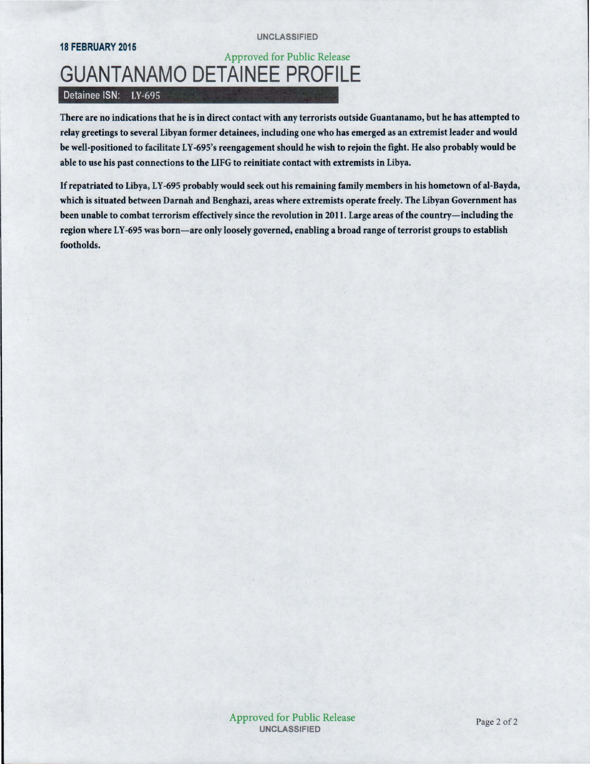UNCLASSIFIED

**18 FEBRUARY 2015**

Approved for Public Release

# GUANTANAMO DETAINEE PROFILE

**Detainee ISN: LY-695**

**There are no indications that he is in direct contact with any terrorists outside Guantanamo, but he has attempted to relay greetings to several Libyan former detainees, including one who has emerged as an extremist leader and would be well-positioned to facilitate LY-695's reengagement should he wish to rejoin the fight. He also probably would be able to use his past connections to the LIFG to reinitiate contact with extremists in Libya.**

**If repatriated to Libya, LY-695 probably would seek out his remaining family members in his hometown of al-Bayda, which is situated between Darnah and Benghazi, areas where extremists operate freely. The Libyan Government has been unable to combat terrorism effectively since the revolution in 2011. Large areas of the country—including the region where LY-695 was born—are only loosely governed, enabling a broad range of terrorist groups to establish footholds.**

Approved for Public Release

UNCLASSIFIED